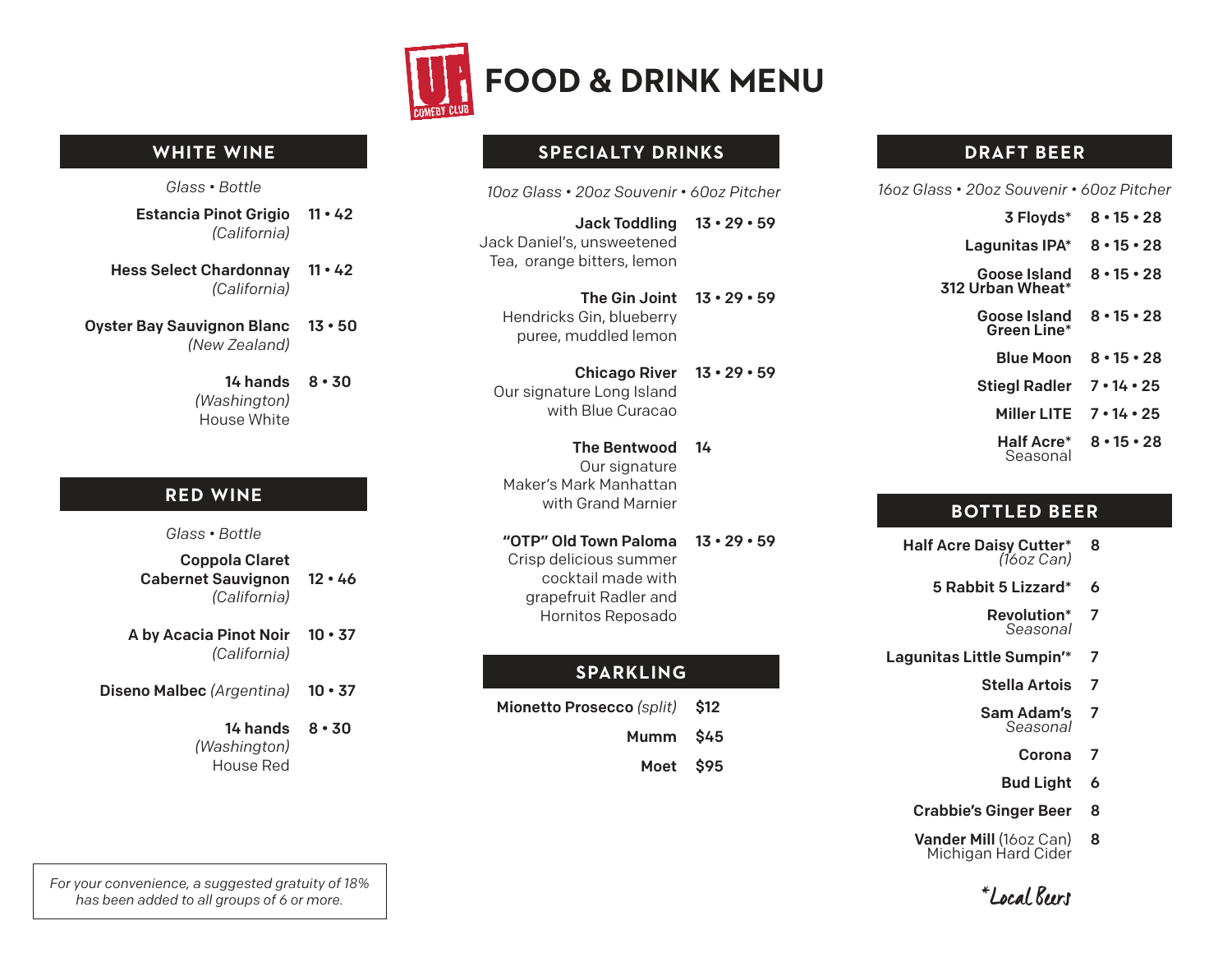# FOOD & DRINK MENU

## WHITE WINE

*Glass • Bottle*

| Wine | Price |
|---|---|
| **Estancia Pinot Grigio** *(California)* | 11 • 42 |
| **Hess Select Chardonnay** *(California)* | 11 • 42 |
| **Oyster Bay Sauvignon Blanc** *(New Zealand)* | 13 • 50 |
| **14 hands** *(Washington)* House White | 8 • 30 |

## RED WINE

*Glass • Bottle*

| Wine | Price |
|---|---|
| **Coppola Claret Cabernet Sauvignon** *(California)* | 12 • 46 |
| **A by Acacia Pinot Noir** *(California)* | 10 • 37 |
| **Diseno Malbec** *(Argentina)* | 10 • 37 |
| **14 hands** *(Washington)* House Red | 8 • 30 |

*For your convenience, a suggested gratuity of 18% has been added to all groups of 6 or more.*

## SPECIALTY DRINKS

*10oz Glass • 20oz Souvenir • 60oz Pitcher*

| Drink | Price |
|---|---|
| **Jack Toddling** Jack Daniel's, unsweetened Tea, orange bitters, lemon | 13 • 29 • 59 |
| **The Gin Joint** Hendricks Gin, blueberry puree, muddled lemon | 13 • 29 • 59 |
| **Chicago River** Our signature Long Island with Blue Curacao | 13 • 29 • 59 |
| **The Bentwood** Our signature Maker's Mark Manhattan with Grand Marnier | 14 |
| **"OTP" Old Town Paloma** Crisp delicious summer cocktail made with grapefruit Radler and Hornitos Reposado | 13 • 29 • 59 |

## SPARKLING

| Drink | Price |
|---|---|
| **Mionetto Prosecco** *(split)* | $12 |
| **Mumm** | $45 |
| **Moet** | $95 |

## DRAFT BEER

*16oz Glass • 20oz Souvenir • 60oz Pitcher*

| Beer | Price |
|---|---|
| **3 Floyds*** | 8 • 15 • 28 |
| **Lagunitas IPA*** | 8 • 15 • 28 |
| **Goose Island 312 Urban Wheat*** | 8 • 15 • 28 |
| **Goose Island Green Line*** | 8 • 15 • 28 |
| **Blue Moon** | 8 • 15 • 28 |
| **Stiegl Radler** | 7 • 14 • 25 |
| **Miller LITE** | 7 • 14 • 25 |
| **Half Acre*** Seasonal | 8 • 15 • 28 |

## BOTTLED BEER

| Beer | Price |
|---|---|
| **Half Acre Daisy Cutter*** *(16oz Can)* | 8 |
| **5 Rabbit 5 Lizzard*** | 6 |
| **Revolution*** *Seasonal* | 7 |
| **Lagunitas Little Sumpin'*** | 7 |
| **Stella Artois** | 7 |
| **Sam Adam's** *Seasonal* | 7 |
| **Corona** | 7 |
| **Bud Light** | 6 |
| **Crabbie's Ginger Beer** | 8 |
| **Vander Mill** (16oz Can) Michigan Hard Cider | 8 |

*Local Beers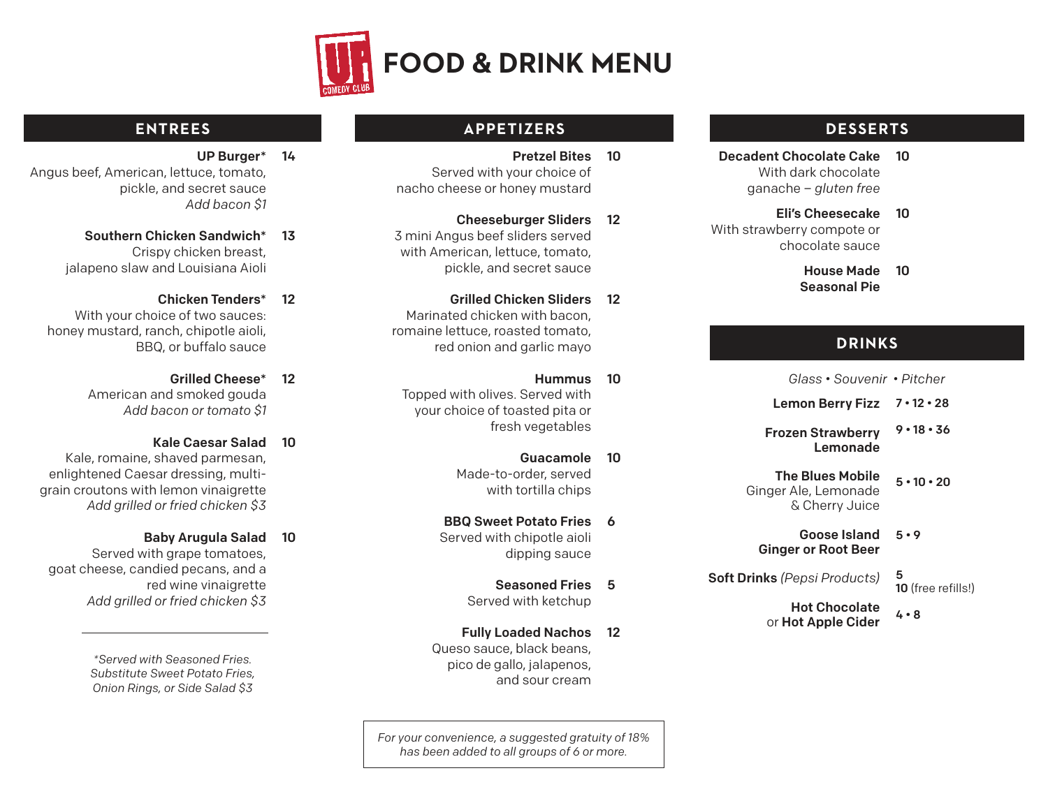# UP COMEDY CLUB FOOD & DRINK MENU

## ENTREES

**UP Burger*** 14
Angus beef, American, lettuce, tomato, pickle, and secret sauce
*Add bacon $1*

**Southern Chicken Sandwich*** 13
Crispy chicken breast, jalapeno slaw and Louisiana Aioli

**Chicken Tenders*** 12
With your choice of two sauces: honey mustard, ranch, chipotle aioli, BBQ, or buffalo sauce

**Grilled Cheese*** 12
American and smoked gouda
*Add bacon or tomato $1*

**Kale Caesar Salad** 10
Kale, romaine, shaved parmesan, enlightened Caesar dressing, multi-grain croutons with lemon vinaigrette
*Add grilled or fried chicken $3*

**Baby Arugula Salad** 10
Served with grape tomatoes, goat cheese, candied pecans, and a red wine vinaigrette
*Add grilled or fried chicken $3*

*\*Served with Seasoned Fries. Substitute Sweet Potato Fries, Onion Rings, or Side Salad $3*

## APPETIZERS

**Pretzel Bites** 10
Served with your choice of nacho cheese or honey mustard

**Cheeseburger Sliders** 12
3 mini Angus beef sliders served with American, lettuce, tomato, pickle, and secret sauce

**Grilled Chicken Sliders** 12
Marinated chicken with bacon, romaine lettuce, roasted tomato, red onion and garlic mayo

**Hummus** 10
Topped with olives. Served with your choice of toasted pita or fresh vegetables

**Guacamole** 10
Made-to-order, served with tortilla chips

**BBQ Sweet Potato Fries** 6
Served with chipotle aioli dipping sauce

**Seasoned Fries** 5
Served with ketchup

**Fully Loaded Nachos** 12
Queso sauce, black beans, pico de gallo, jalapenos, and sour cream

*For your convenience, a suggested gratuity of 18% has been added to all groups of 6 or more.*

## DESSERTS

**Decadent Chocolate Cake** 10
With dark chocolate ganache – *gluten free*

**Eli's Cheesecake** 10
With strawberry compote or chocolate sauce

**House Made Seasonal Pie** 10

## DRINKS

*Glass • Souvenir • Pitcher*

**Lemon Berry Fizz** 7 • 12 • 28

**Frozen Strawberry Lemonade** 9 • 18 • 36

**The Blues Mobile** 5 • 10 • 20
Ginger Ale, Lemonade & Cherry Juice

**Goose Island Ginger or Root Beer** 5 • 9

**Soft Drinks** *(Pepsi Products)* 5
**10** (free refills!)

**Hot Chocolate** or **Hot Apple Cider** 4 • 8